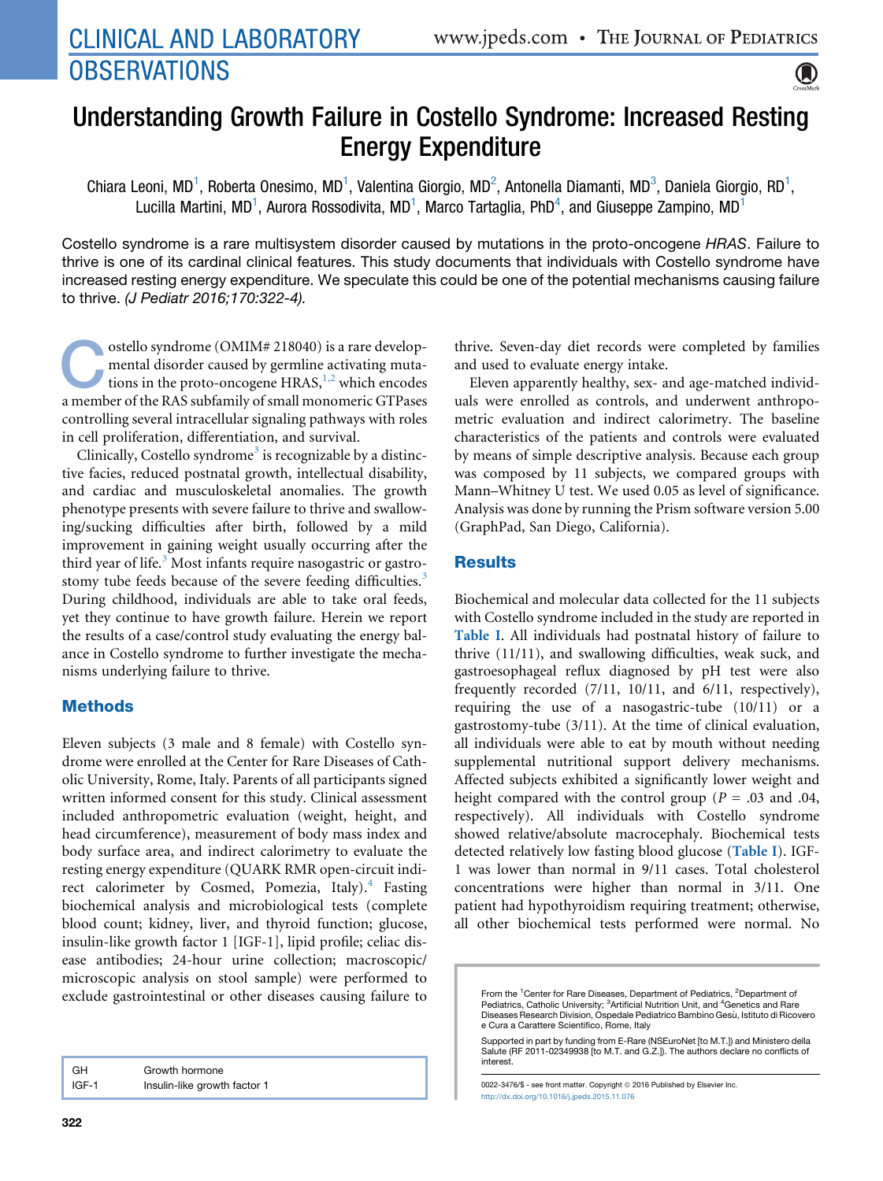# Understanding Growth Failure in Costello Syndrome: Increased Resting Energy Expenditure

Chiara Leoni, MD[1], Roberta Onesimo, MD[1], Valentina Giorgio, MD[2], Antonella Diamanti, MD[3], Daniela Giorgio, RD[1], Lucilla Martini, MD[1], Aurora Rossodivita, MD[1], Marco Tartaglia, PhD[4], and Giuseppe Zampino, MD[1]

Costello syndrome is a rare multisystem disorder caused by mutations in the proto-oncogene *HRAS*. Failure to thrive is one of its cardinal clinical features. This study documents that individuals with Costello syndrome have increased resting energy expenditure. We speculate this could be one of the potential mechanisms causing failure to thrive. *(J Pediatr 2016;170:322-4).*

Costello syndrome (OMIM# 218040) is a rare developmental disorder caused by germline activating mutations in the proto-oncogene HRAS,[1,2] which encodes a member of the RAS subfamily of small monomeric GTPases controlling several intracellular signaling pathways with roles in cell proliferation, differentiation, and survival.

Clinically, Costello syndrome[3] is recognizable by a distinctive facies, reduced postnatal growth, intellectual disability, and cardiac and musculoskeletal anomalies. The growth phenotype presents with severe failure to thrive and swallowing/sucking difficulties after birth, followed by a mild improvement in gaining weight usually occurring after the third year of life.[3] Most infants require nasogastric or gastrostomy tube feeds because of the severe feeding difficulties.[3] During childhood, individuals are able to take oral feeds, yet they continue to have growth failure. Herein we report the results of a case/control study evaluating the energy balance in Costello syndrome to further investigate the mechanisms underlying failure to thrive.

## Methods

Eleven subjects (3 male and 8 female) with Costello syndrome were enrolled at the Center for Rare Diseases of Catholic University, Rome, Italy. Parents of all participants signed written informed consent for this study. Clinical assessment included anthropometric evaluation (weight, height, and head circumference), measurement of body mass index and body surface area, and indirect calorimetry to evaluate the resting energy expenditure (QUARK RMR open-circuit indirect calorimeter by Cosmed, Pomezia, Italy).[4] Fasting biochemical analysis and microbiological tests (complete blood count; kidney, liver, and thyroid function; glucose, insulin-like growth factor 1 [IGF-1], lipid profile; celiac disease antibodies; 24-hour urine collection; macroscopic/microscopic analysis on stool sample) were performed to exclude gastrointestinal or other diseases causing failure to thrive. Seven-day diet records were completed by families and used to evaluate energy intake.

Eleven apparently healthy, sex- and age-matched individuals were enrolled as controls, and underwent anthropometric evaluation and indirect calorimetry. The baseline characteristics of the patients and controls were evaluated by means of simple descriptive analysis. Because each group was composed by 11 subjects, we compared groups with Mann–Whitney U test. We used 0.05 as level of significance. Analysis was done by running the Prism software version 5.00 (GraphPad, San Diego, California).

## Results

Biochemical and molecular data collected for the 11 subjects with Costello syndrome included in the study are reported in Table I. All individuals had postnatal history of failure to thrive (11/11), and swallowing difficulties, weak suck, and gastroesophageal reflux diagnosed by pH test were also frequently recorded (7/11, 10/11, and 6/11, respectively), requiring the use of a nasogastric-tube (10/11) or a gastrostomy-tube (3/11). At the time of clinical evaluation, all individuals were able to eat by mouth without needing supplemental nutritional support delivery mechanisms. Affected subjects exhibited a significantly lower weight and height compared with the control group ($P = .03$ and $.04$, respectively). All individuals with Costello syndrome showed relative/absolute macrocephaly. Biochemical tests detected relatively low fasting blood glucose (Table I). IGF-1 was lower than normal in 9/11 cases. Total cholesterol concentrations were higher than normal in 3/11. One patient had hypothyroidism requiring treatment; otherwise, all other biochemical tests performed were normal. No

| | |
|---|---|
| GH | Growth hormone |
| IGF-1 | Insulin-like growth factor 1 |

From the [1]Center for Rare Diseases, Department of Pediatrics, [2]Department of Pediatrics, Catholic University; [3]Artificial Nutrition Unit, and [4]Genetics and Rare Diseases Research Division, Ospedale Pediatrico Bambino Gesù, Istituto di Ricovero e Cura a Carattere Scientifico, Rome, Italy

Supported in part by funding from E-Rare (NSEuroNet [to M.T.]) and Ministero della Salute (RF 2011-02349938 [to M.T. and G.Z.]). The authors declare no conflicts of interest.

0022-3476/$ - see front matter. Copyright © 2016 Published by Elsevier Inc.
http://dx.doi.org/10.1016/j.jpeds.2015.11.076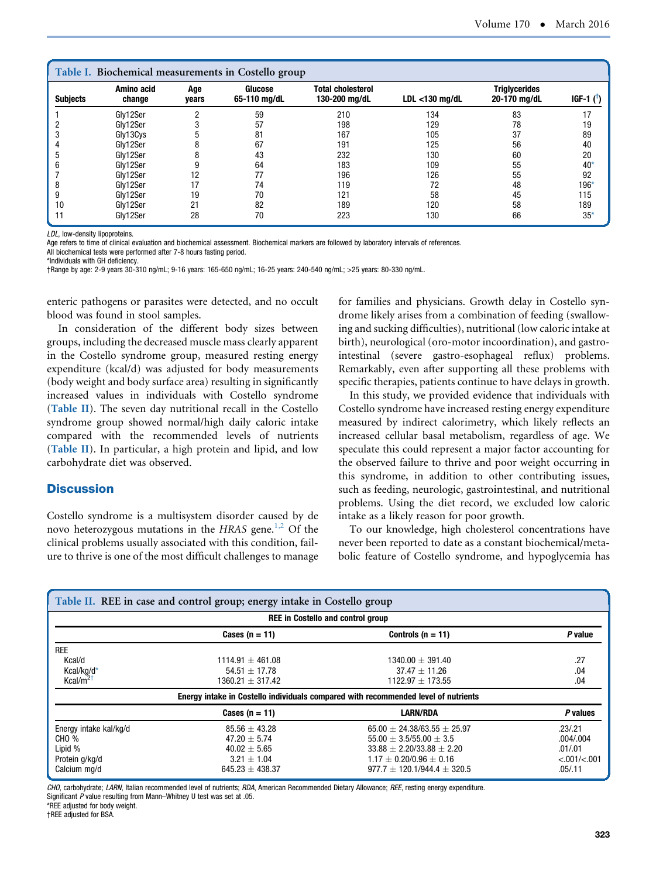**Table I. Biochemical measurements in Costello group**

| Subjects | Amino acid change | Age years | Glucose 65-110 mg/dL | Total cholesterol 130-200 mg/dL | LDL <130 mg/dL | Triglycerides 20-170 mg/dL | IGF-1 (†) |
|---|---|---|---|---|---|---|---|
| 1 | Gly12Ser | 2 | 59 | 210 | 134 | 83 | 17 |
| 2 | Gly12Ser | 3 | 57 | 198 | 129 | 78 | 19 |
| 3 | Gly13Cys | 5 | 81 | 167 | 105 | 37 | 89 |
| 4 | Gly12Ser | 8 | 67 | 191 | 125 | 56 | 40 |
| 5 | Gly12Ser | 8 | 43 | 232 | 130 | 60 | 20 |
| 6 | Gly12Ser | 9 | 64 | 183 | 109 | 55 | 40* |
| 7 | Gly12Ser | 12 | 77 | 196 | 126 | 55 | 92 |
| 8 | Gly12Ser | 17 | 74 | 119 | 72 | 48 | 196* |
| 9 | Gly12Ser | 19 | 70 | 121 | 58 | 45 | 115 |
| 10 | Gly12Ser | 21 | 82 | 189 | 120 | 58 | 189 |
| 11 | Gly12Ser | 28 | 70 | 223 | 130 | 66 | 35* |

*LDL*, low-density lipoproteins.
Age refers to time of clinical evaluation and biochemical assessment. Biochemical markers are followed by laboratory intervals of references.
All biochemical tests were performed after 7-8 hours fasting period.
*Individuals with GH deficiency.
†Range by age: 2-9 years 30-310 ng/mL; 9-16 years: 165-650 ng/mL; 16-25 years: 240-540 ng/mL; >25 years: 80-330 ng/mL.

enteric pathogens or parasites were detected, and no occult blood was found in stool samples.

In consideration of the different body sizes between groups, including the decreased muscle mass clearly apparent in the Costello syndrome group, measured resting energy expenditure (kcal/d) was adjusted for body measurements (body weight and body surface area) resulting in significantly increased values in individuals with Costello syndrome (**Table II**). The seven day nutritional recall in the Costello syndrome group showed normal/high daily caloric intake compared with the recommended levels of nutrients (**Table II**). In particular, a high protein and lipid, and low carbohydrate diet was observed.

## Discussion

Costello syndrome is a multisystem disorder caused by de novo heterozygous mutations in the *HRAS* gene.[1,2] Of the clinical problems usually associated with this condition, failure to thrive is one of the most difficult challenges to manage for families and physicians. Growth delay in Costello syndrome likely arises from a combination of feeding (swallowing and sucking difficulties), nutritional (low caloric intake at birth), neurological (oro-motor incoordination), and gastrointestinal (severe gastro-esophageal reflux) problems. Remarkably, even after supporting all these problems with specific therapies, patients continue to have delays in growth.

In this study, we provided evidence that individuals with Costello syndrome have increased resting energy expenditure measured by indirect calorimetry, which likely reflects an increased cellular basal metabolism, regardless of age. We speculate this could represent a major factor accounting for the observed failure to thrive and poor weight occurring in this syndrome, in addition to other contributing issues, such as feeding, neurologic, gastrointestinal, and nutritional problems. Using the diet record, we excluded low caloric intake as a likely reason for poor growth.

To our knowledge, high cholesterol concentrations have never been reported to date as a constant biochemical/metabolic feature of Costello syndrome, and hypoglycemia has

**Table II. REE in case and control group; energy intake in Costello group**

| REE in Costello and control group | | | |
|---|---|---|---|
| | **Cases (n = 11)** | **Controls (n = 11)** | ***P* value** |
| REE | | | |
| Kcal/d | 1114.91 ± 461.08 | 1340.00 ± 391.40 | .27 |
| Kcal/kg/d* | 54.51 ± 17.78 | 37.47 ± 11.26 | .04 |
| Kcal/m$^{2}$† | 1360.21 ± 317.42 | 1122.97 ± 173.55 | .04 |
| **Energy intake in Costello individuals compared with recommended level of nutrients** | | | |
| | **Cases (n = 11)** | **LARN/RDA** | ***P* values** |
| Energy intake kal/kg/d | 85.56 ± 43.28 | 65.00 ± 24.38/63.55 ± 25.97 | .23/.21 |
| CHO % | 47.20 ± 5.74 | 55.00 ± 3.5/55.00 ± 3.5 | .004/.004 |
| Lipid % | 40.02 ± 5.65 | 33.88 ± 2.20/33.88 ± 2.20 | .01/.01 |
| Protein g/kg/d | 3.21 ± 1.04 | 1.17 ± 0.20/0.96 ± 0.16 | <.001/<.001 |
| Calcium mg/d | 645.23 ± 438.37 | 977.7 ± 120.1/944.4 ± 320.5 | .05/.11 |

*CHO*, carbohydrate; *LARN*, Italian recommended level of nutrients; *RDA*, American Recommended Dietary Allowance; *REE*, resting energy expenditure.
Significant *P* value resulting from Mann–Whitney U test was set at .05.
*REE adjusted for body weight.
†REE adjusted for BSA.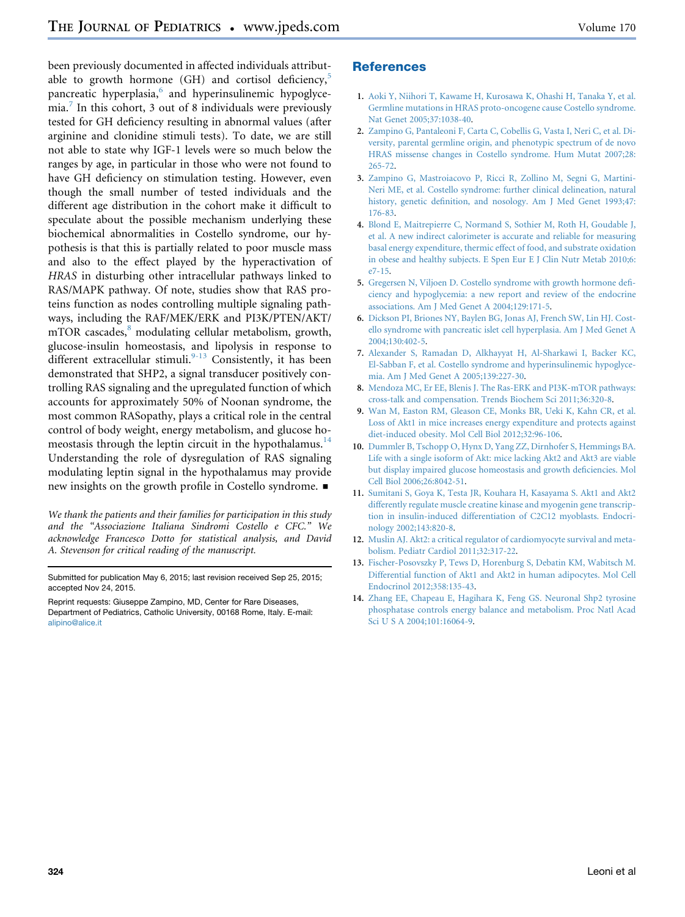been previously documented in affected individuals attributable to growth hormone (GH) and cortisol deficiency,[5] pancreatic hyperplasia,[6] and hyperinsulinemic hypoglycemia.[7] In this cohort, 3 out of 8 individuals were previously tested for GH deficiency resulting in abnormal values (after arginine and clonidine stimuli tests). To date, we are still not able to state why IGF-1 levels were so much below the ranges by age, in particular in those who were not found to have GH deficiency on stimulation testing. However, even though the small number of tested individuals and the different age distribution in the cohort make it difficult to speculate about the possible mechanism underlying these biochemical abnormalities in Costello syndrome, our hypothesis is that this is partially related to poor muscle mass and also to the effect played by the hyperactivation of *HRAS* in disturbing other intracellular pathways linked to RAS/MAPK pathway. Of note, studies show that RAS proteins function as nodes controlling multiple signaling pathways, including the RAF/MEK/ERK and PI3K/PTEN/AKT/mTOR cascades,[8] modulating cellular metabolism, growth, glucose-insulin homeostasis, and lipolysis in response to different extracellular stimuli.[9-13] Consistently, it has been demonstrated that SHP2, a signal transducer positively controlling RAS signaling and the upregulated function of which accounts for approximately 50% of Noonan syndrome, the most common RASopathy, plays a critical role in the central control of body weight, energy metabolism, and glucose homeostasis through the leptin circuit in the hypothalamus.[14] Understanding the role of dysregulation of RAS signaling modulating leptin signal in the hypothalamus may provide new insights on the growth profile in Costello syndrome. ■

*We thank the patients and their families for participation in this study and the "Associazione Italiana Sindromi Costello e CFC." We acknowledge Francesco Dotto for statistical analysis, and David A. Stevenson for critical reading of the manuscript.*

Submitted for publication May 6, 2015; last revision received Sep 25, 2015; accepted Nov 24, 2015.

Reprint requests: Giuseppe Zampino, MD, Center for Rare Diseases, Department of Pediatrics, Catholic University, 00168 Rome, Italy. E-mail: alipino@alice.it

## References

1. Aoki Y, Niihori T, Kawame H, Kurosawa K, Ohashi H, Tanaka Y, et al. Germline mutations in HRAS proto-oncogene cause Costello syndrome. Nat Genet 2005;37:1038-40.
2. Zampino G, Pantaleoni F, Carta C, Cobellis G, Vasta I, Neri C, et al. Diversity, parental germline origin, and phenotypic spectrum of de novo HRAS missense changes in Costello syndrome. Hum Mutat 2007;28:265-72.
3. Zampino G, Mastroiacovo P, Ricci R, Zollino M, Segni G, Martini-Neri ME, et al. Costello syndrome: further clinical delineation, natural history, genetic definition, and nosology. Am J Med Genet 1993;47:176-83.
4. Blond E, Maitrepierre C, Normand S, Sothier M, Roth H, Goudable J, et al. A new indirect calorimeter is accurate and reliable for measuring basal energy expenditure, thermic effect of food, and substrate oxidation in obese and healthy subjects. E Spen Eur E J Clin Nutr Metab 2010;6:e7-15.
5. Gregersen N, Viljoen D. Costello syndrome with growth hormone deficiency and hypoglycemia: a new report and review of the endocrine associations. Am J Med Genet A 2004;129:171-5.
6. Dickson PI, Briones NY, Baylen BG, Jonas AJ, French SW, Lin HJ. Costello syndrome with pancreatic islet cell hyperplasia. Am J Med Genet A 2004;130:402-5.
7. Alexander S, Ramadan D, Alkhayyat H, Al-Sharkawi I, Backer KC, El-Sabban F, et al. Costello syndrome and hyperinsulinemic hypoglycemia. Am J Med Genet A 2005;139:227-30.
8. Mendoza MC, Er EE, Blenis J. The Ras-ERK and PI3K-mTOR pathways: cross-talk and compensation. Trends Biochem Sci 2011;36:320-8.
9. Wan M, Easton RM, Gleason CE, Monks BR, Ueki K, Kahn CR, et al. Loss of Akt1 in mice increases energy expenditure and protects against diet-induced obesity. Mol Cell Biol 2012;32:96-106.
10. Dummler B, Tschopp O, Hynx D, Yang ZZ, Dirnhofer S, Hemmings BA. Life with a single isoform of Akt: mice lacking Akt2 and Akt3 are viable but display impaired glucose homeostasis and growth deficiencies. Mol Cell Biol 2006;26:8042-51.
11. Sumitani S, Goya K, Testa JR, Kouhara H, Kasayama S. Akt1 and Akt2 differently regulate muscle creatine kinase and myogenin gene transcription in insulin-induced differentiation of C2C12 myoblasts. Endocrinology 2002;143:820-8.
12. Muslin AJ. Akt2: a critical regulator of cardiomyocyte survival and metabolism. Pediatr Cardiol 2011;32:317-22.
13. Fischer-Posovszky P, Tews D, Horenburg S, Debatin KM, Wabitsch M. Differential function of Akt1 and Akt2 in human adipocytes. Mol Cell Endocrinol 2012;358:135-43.
14. Zhang EE, Chapeau E, Hagihara K, Feng GS. Neuronal Shp2 tyrosine phosphatase controls energy balance and metabolism. Proc Natl Acad Sci U S A 2004;101:16064-9.